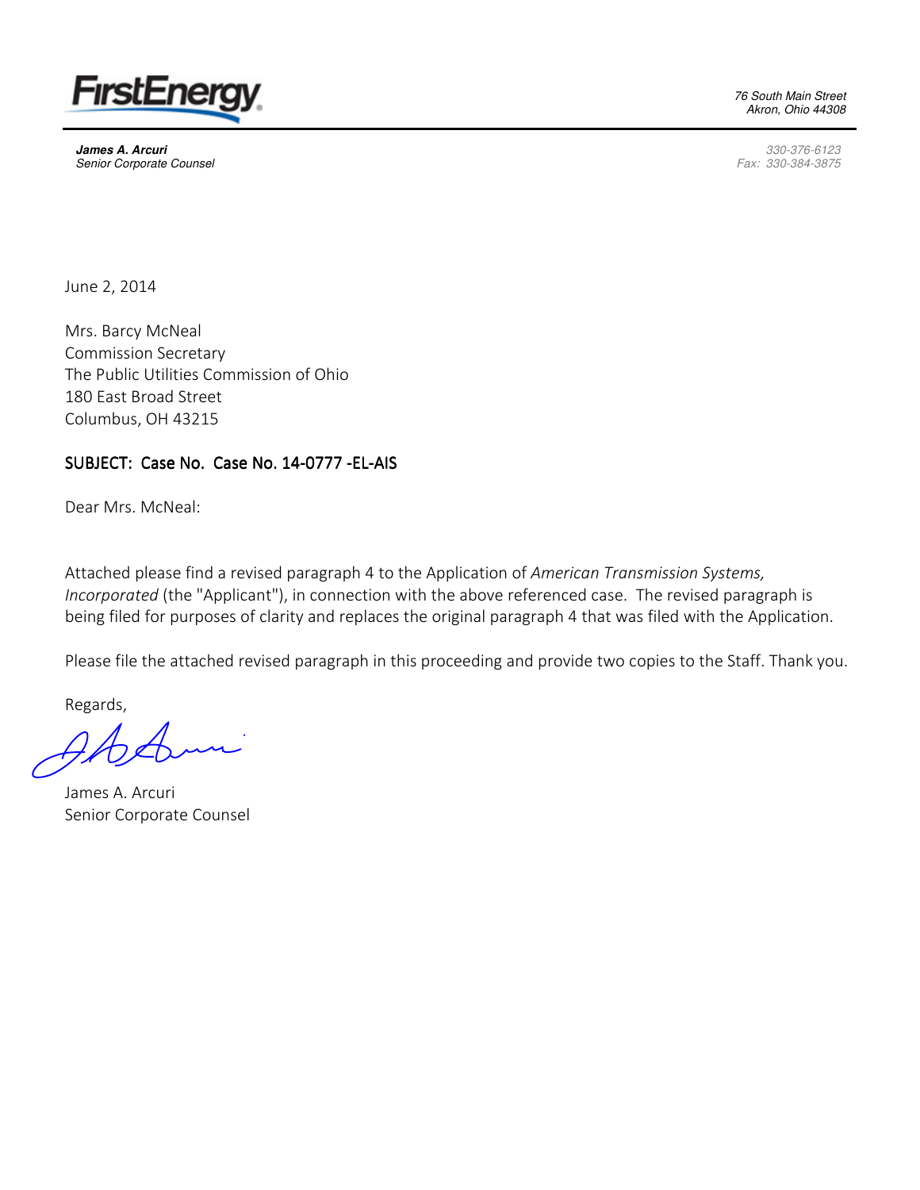FirstEnergy

76 South Main Street
Akron, Ohio 44308

***James A. Arcuri***
*Senior Corporate Counsel*

330-376-6123
Fax: 330-384-3875

June 2, 2014

Mrs. Barcy McNeal
Commission Secretary
The Public Utilities Commission of Ohio
180 East Broad Street
Columbus, OH 43215

SUBJECT: Case No. Case No. 14-0777 -EL-AIS

Dear Mrs. McNeal:

Attached please find a revised paragraph 4 to the Application of *American Transmission Systems, Incorporated* (the "Applicant"), in connection with the above referenced case. The revised paragraph is being filed for purposes of clarity and replaces the original paragraph 4 that was filed with the Application.

Please file the attached revised paragraph in this proceeding and provide two copies to the Staff. Thank you.

Regards,

James A. Arcuri
Senior Corporate Counsel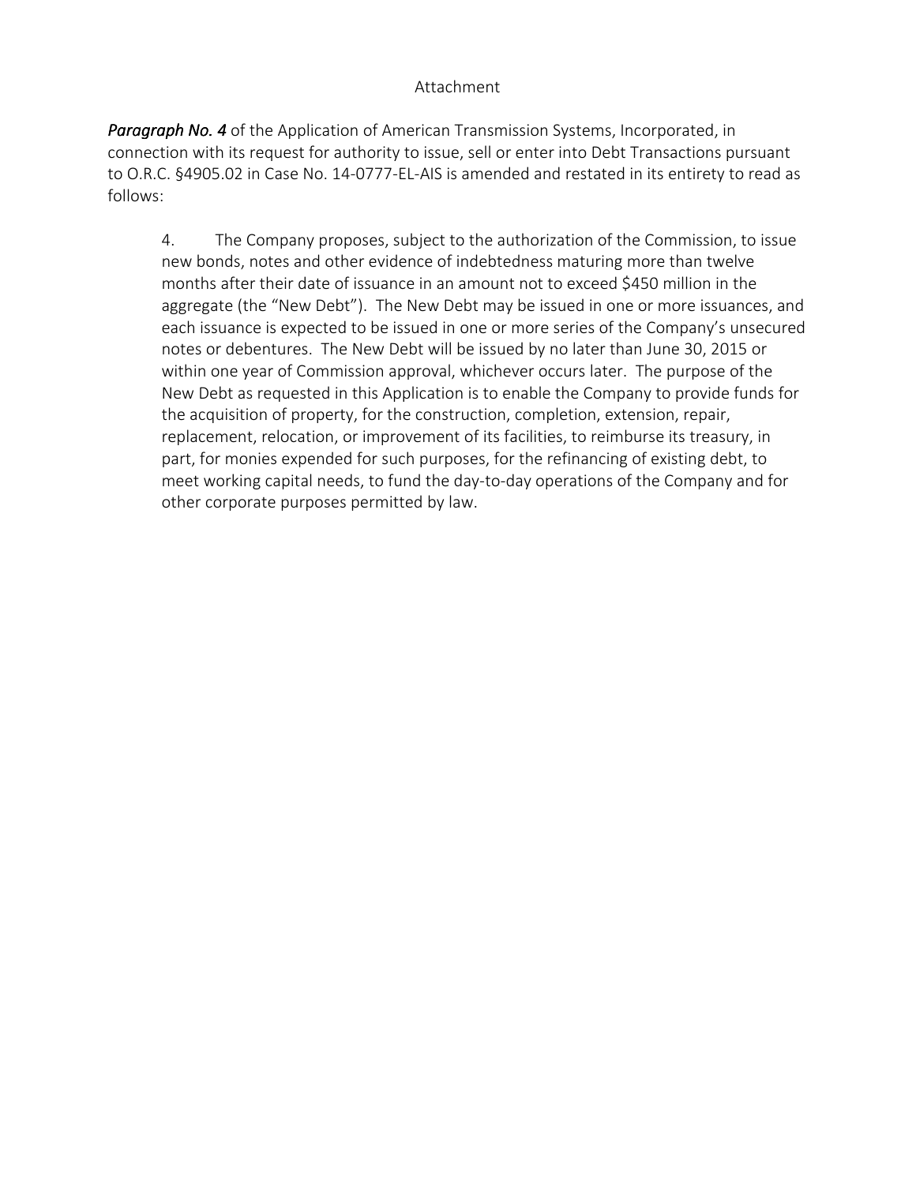Attachment

***Paragraph No. 4*** of the Application of American Transmission Systems, Incorporated, in connection with its request for authority to issue, sell or enter into Debt Transactions pursuant to O.R.C. §4905.02 in Case No. 14-0777-EL-AIS is amended and restated in its entirety to read as follows:

> 4. The Company proposes, subject to the authorization of the Commission, to issue new bonds, notes and other evidence of indebtedness maturing more than twelve months after their date of issuance in an amount not to exceed $450 million in the aggregate (the "New Debt"). The New Debt may be issued in one or more issuances, and each issuance is expected to be issued in one or more series of the Company's unsecured notes or debentures. The New Debt will be issued by no later than June 30, 2015 or within one year of Commission approval, whichever occurs later. The purpose of the New Debt as requested in this Application is to enable the Company to provide funds for the acquisition of property, for the construction, completion, extension, repair, replacement, relocation, or improvement of its facilities, to reimburse its treasury, in part, for monies expended for such purposes, for the refinancing of existing debt, to meet working capital needs, to fund the day-to-day operations of the Company and for other corporate purposes permitted by law.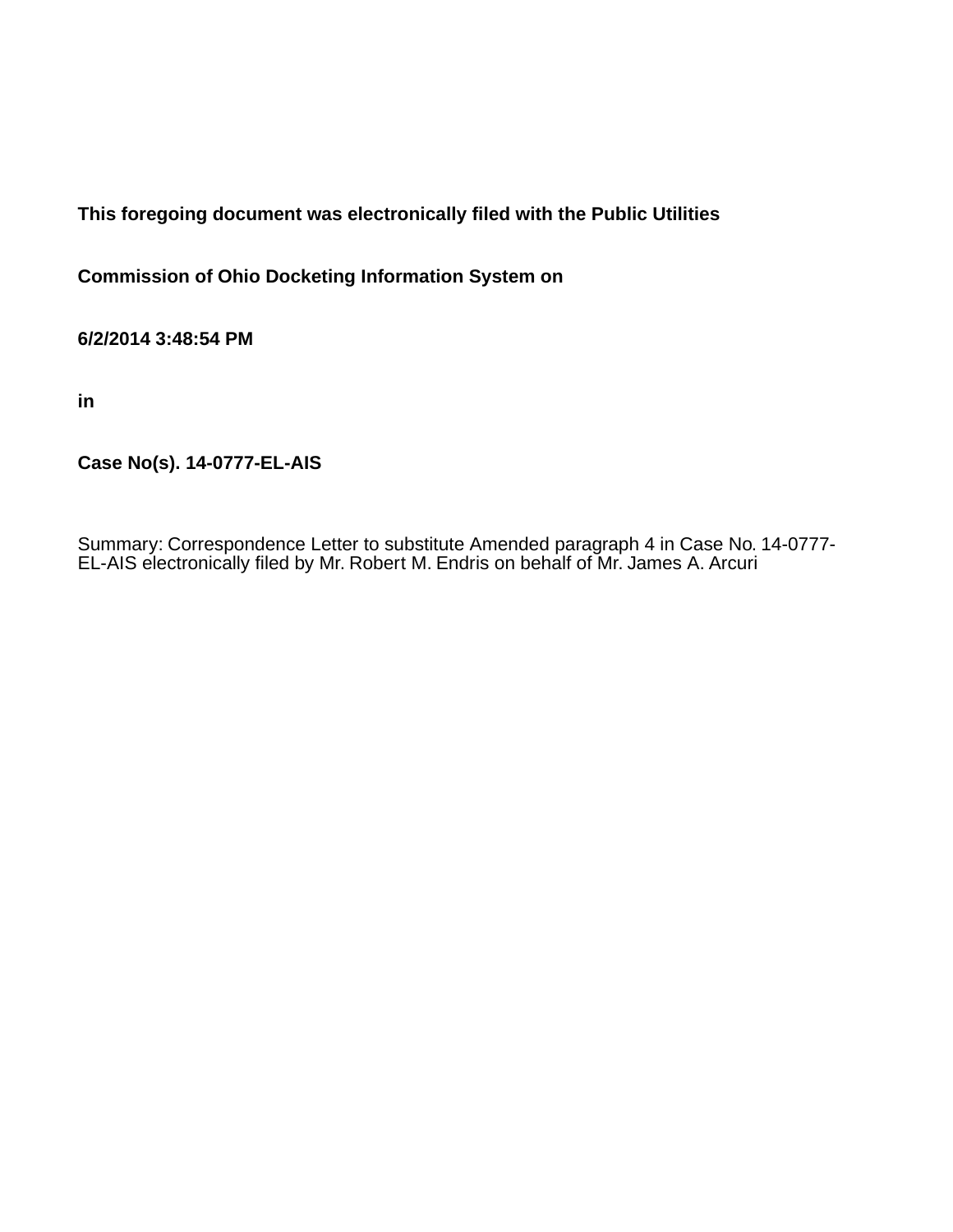**This foregoing document was electronically filed with the Public Utilities**

**Commission of Ohio Docketing Information System on**

**6/2/2014 3:48:54 PM**

**in**

**Case No(s). 14-0777-EL-AIS**

Summary: Correspondence Letter to substitute Amended paragraph 4 in Case No. 14-0777-EL-AIS electronically filed by Mr. Robert M. Endris on behalf of Mr. James A. Arcuri